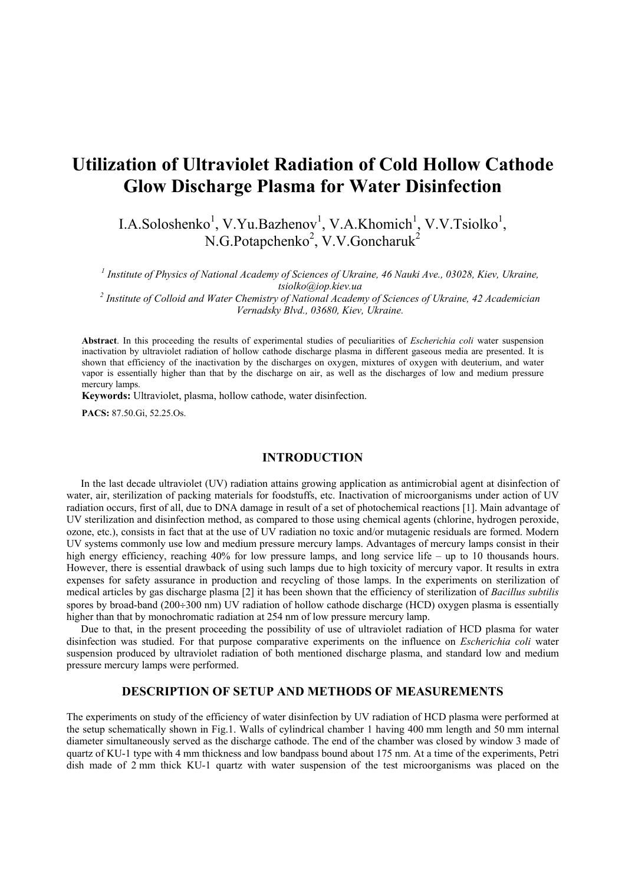# Utilization of Ultraviolet Radiation of Cold Hollow Cathode Glow Discharge Plasma for Water Disinfection

I.A.Soloshenko[1], V.Yu.Bazhenov[1], V.A.Khomich[1], V.V.Tsiolko[1], N.G.Potapchenko[2], V.V.Goncharuk[2]

*[1] Institute of Physics of National Academy of Sciences of Ukraine, 46 Nauki Ave., 03028, Kiev, Ukraine, tsiolko@iop.kiev.ua*
*[2] Institute of Colloid and Water Chemistry of National Academy of Sciences of Ukraine, 42 Academician Vernadsky Blvd., 03680, Kiev, Ukraine.*

**Abstract**. In this proceeding the results of experimental studies of peculiarities of *Escherichia coli* water suspension inactivation by ultraviolet radiation of hollow cathode discharge plasma in different gaseous media are presented. It is shown that efficiency of the inactivation by the discharges on oxygen, mixtures of oxygen with deuterium, and water vapor is essentially higher than that by the discharge on air, as well as the discharges of low and medium pressure mercury lamps.

**Keywords:** Ultraviolet, plasma, hollow cathode, water disinfection.

**PACS:** 87.50.Gi, 52.25.Os.

## INTRODUCTION

In the last decade ultraviolet (UV) radiation attains growing application as antimicrobial agent at disinfection of water, air, sterilization of packing materials for foodstuffs, etc. Inactivation of microorganisms under action of UV radiation occurs, first of all, due to DNA damage in result of a set of photochemical reactions [1]. Main advantage of UV sterilization and disinfection method, as compared to those using chemical agents (chlorine, hydrogen peroxide, ozone, etc.), consists in fact that at the use of UV radiation no toxic and/or mutagenic residuals are formed. Modern UV systems commonly use low and medium pressure mercury lamps. Advantages of mercury lamps consist in their high energy efficiency, reaching 40% for low pressure lamps, and long service life – up to 10 thousands hours. However, there is essential drawback of using such lamps due to high toxicity of mercury vapor. It results in extra expenses for safety assurance in production and recycling of those lamps. In the experiments on sterilization of medical articles by gas discharge plasma [2] it has been shown that the efficiency of sterilization of *Bacillus subtilis* spores by broad-band (200÷300 nm) UV radiation of hollow cathode discharge (HCD) oxygen plasma is essentially higher than that by monochromatic radiation at 254 nm of low pressure mercury lamp.

Due to that, in the present proceeding the possibility of use of ultraviolet radiation of HCD plasma for water disinfection was studied. For that purpose comparative experiments on the influence on *Escherichia coli* water suspension produced by ultraviolet radiation of both mentioned discharge plasma, and standard low and medium pressure mercury lamps were performed.

## DESCRIPTION OF SETUP AND METHODS OF MEASUREMENTS

The experiments on study of the efficiency of water disinfection by UV radiation of HCD plasma were performed at the setup schematically shown in Fig.1. Walls of cylindrical chamber 1 having 400 mm length and 50 mm internal diameter simultaneously served as the discharge cathode. The end of the chamber was closed by window 3 made of quartz of KU-1 type with 4 mm thickness and low bandpass bound about 175 nm. At a time of the experiments, Petri dish made of 2 mm thick KU-1 quartz with water suspension of the test microorganisms was placed on the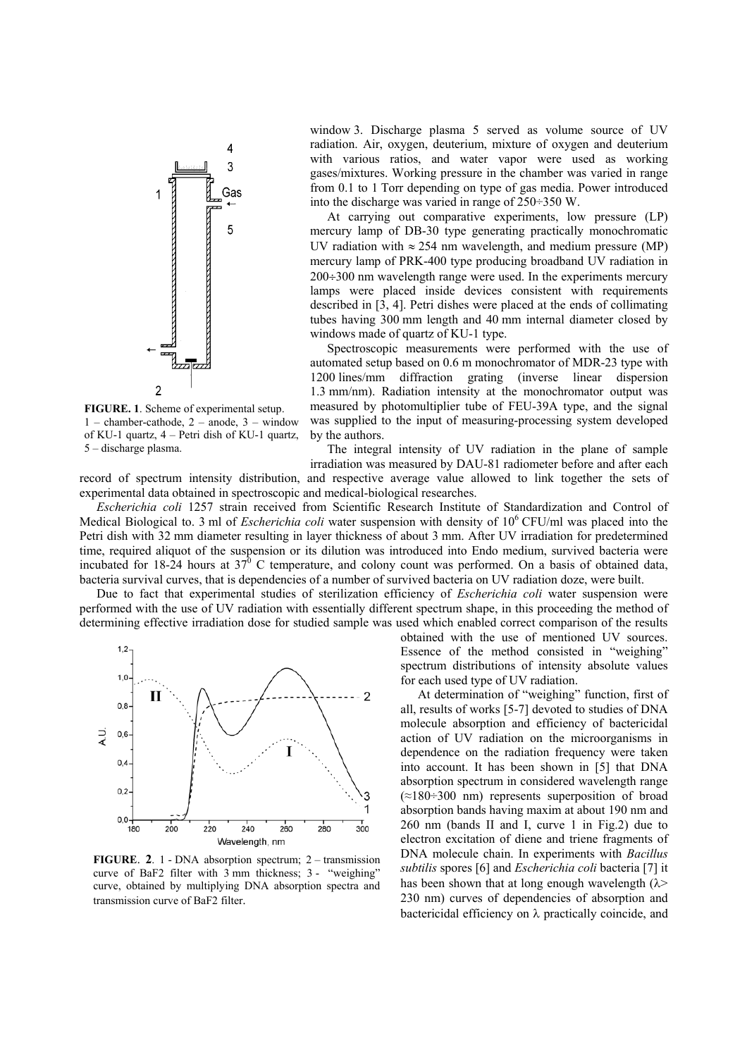window 3. Discharge plasma 5 served as volume source of UV radiation. Air, oxygen, deuterium, mixture of oxygen and deuterium with various ratios, and water vapor were used as working gases/mixtures. Working pressure in the chamber was varied in range from 0.1 to 1 Torr depending on type of gas media. Power introduced into the discharge was varied in range of 250÷350 W.

At carrying out comparative experiments, low pressure (LP) mercury lamp of DB-30 type generating practically monochromatic UV radiation with ≈ 254 nm wavelength, and medium pressure (MP) mercury lamp of PRK-400 type producing broadband UV radiation in 200÷300 nm wavelength range were used. In the experiments mercury lamps were placed inside devices consistent with requirements described in [3, 4]. Petri dishes were placed at the ends of collimating tubes having 300 mm length and 40 mm internal diameter closed by windows made of quartz of KU-1 type.

Spectroscopic measurements were performed with the use of automated setup based on 0.6 m monochromator of MDR-23 type with 1200 lines/mm diffraction grating (inverse linear dispersion 1.3 mm/nm). Radiation intensity at the monochromator output was measured by photomultiplier tube of FEU-39A type, and the signal was supplied to the input of measuring-processing system developed by the authors.

**FIGURE. 1**. Scheme of experimental setup. 1 – chamber-cathode, 2 – anode, 3 – window of KU-1 quartz, 4 – Petri dish of KU-1 quartz, 5 – discharge plasma.

The integral intensity of UV radiation in the plane of sample irradiation was measured by DAU-81 radiometer before and after each record of spectrum intensity distribution, and respective average value allowed to link together the sets of experimental data obtained in spectroscopic and medical-biological researches.

*Escherichia coli* 1257 strain received from Scientific Research Institute of Standardization and Control of Medical Biological to. 3 ml of *Escherichia coli* water suspension with density of $10^6$ CFU/ml was placed into the Petri dish with 32 mm diameter resulting in layer thickness of about 3 mm. After UV irradiation for predetermined time, required aliquot of the suspension or its dilution was introduced into Endo medium, survived bacteria were incubated for 18-24 hours at $37^0$ C temperature, and colony count was performed. On a basis of obtained data, bacteria survival curves, that is dependencies of a number of survived bacteria on UV radiation doze, were built.

Due to fact that experimental studies of sterilization efficiency of *Escherichia coli* water suspension were performed with the use of UV radiation with essentially different spectrum shape, in this proceeding the method of determining effective irradiation dose for studied sample was used which enabled correct comparison of the results obtained with the use of mentioned UV sources. Essence of the method consisted in "weighing" spectrum distributions of intensity absolute values for each used type of UV radiation.

**FIGURE**. **2**. 1 - DNA absorption spectrum; 2 – transmission curve of BaF2 filter with 3 mm thickness; 3 - "weighing" curve, obtained by multiplying DNA absorption spectra and transmission curve of BaF2 filter.

At determination of "weighing" function, first of all, results of works [5-7] devoted to studies of DNA molecule absorption and efficiency of bactericidal action of UV radiation on the microorganisms in dependence on the radiation frequency were taken into account. It has been shown in [5] that DNA absorption spectrum in considered wavelength range (≈180÷300 nm) represents superposition of broad absorption bands having maxim at about 190 nm and 260 nm (bands II and I, curve 1 in Fig.2) due to electron excitation of diene and triene fragments of DNA molecule chain. In experiments with *Bacillus subtilis* spores [6] and *Escherichia coli* bacteria [7] it has been shown that at long enough wavelength ($\lambda >$ 230 nm) curves of dependencies of absorption and bactericidal efficiency on $\lambda$ practically coincide, and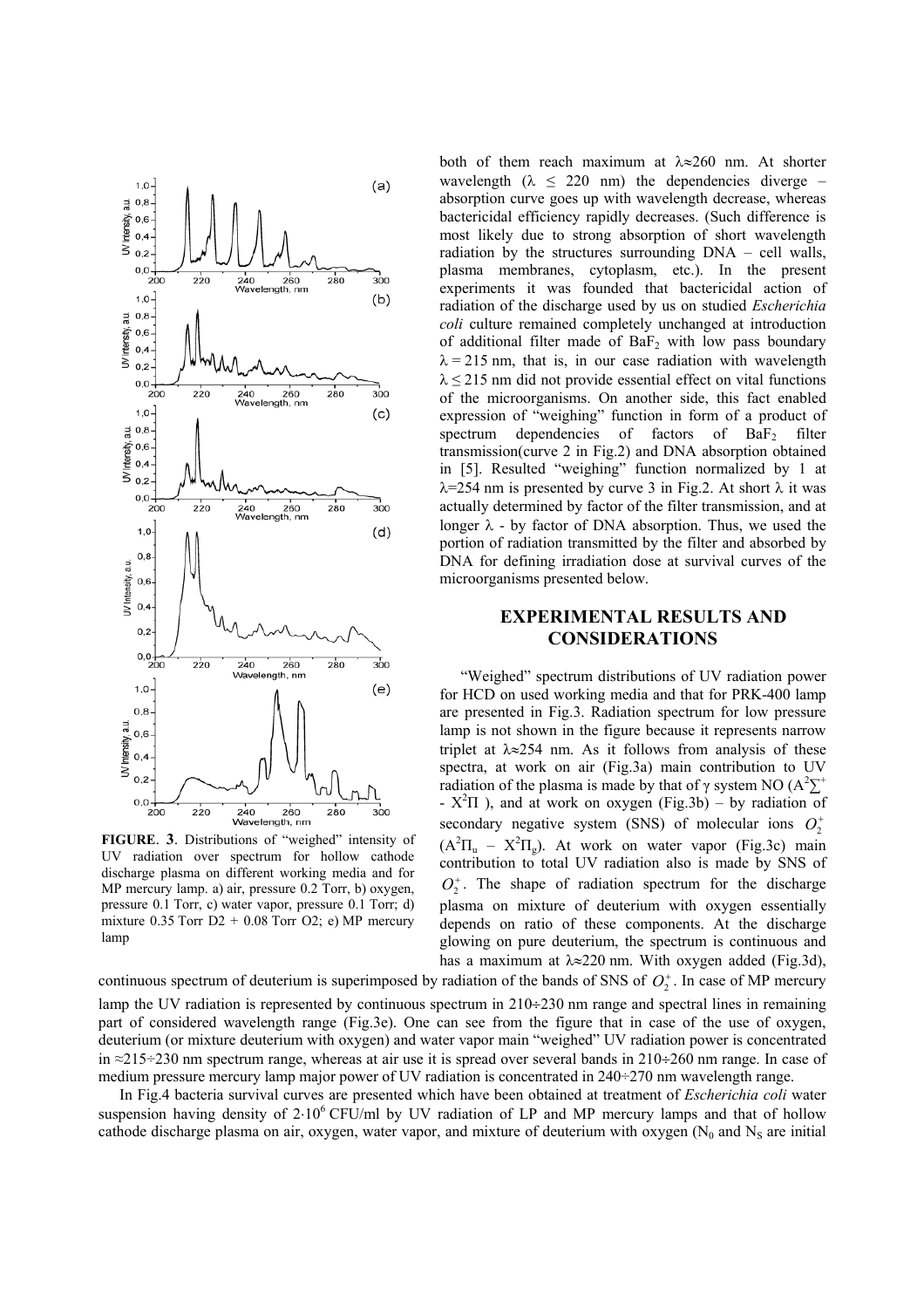**FIGURE. 3**. Distributions of "weighed" intensity of UV radiation over spectrum for hollow cathode discharge plasma on different working media and for MP mercury lamp. a) air, pressure 0.2 Torr, b) oxygen, pressure 0.1 Torr, c) water vapor, pressure 0.1 Torr; d) mixture 0.35 Torr D2 + 0.08 Torr O2; e) MP mercury lamp

both of them reach maximum at λ≈260 nm. At shorter wavelength (λ ≤ 220 nm) the dependencies diverge – absorption curve goes up with wavelength decrease, whereas bactericidal efficiency rapidly decreases. (Such difference is most likely due to strong absorption of short wavelength radiation by the structures surrounding DNA – cell walls, plasma membranes, cytoplasm, etc.). In the present experiments it was founded that bactericidal action of radiation of the discharge used by us on studied *Escherichia coli* culture remained completely unchanged at introduction of additional filter made of $BaF_2$ with low pass boundary λ = 215 nm, that is, in our case radiation with wavelength λ ≤ 215 nm did not provide essential effect on vital functions of the microorganisms. On another side, this fact enabled expression of "weighing" function in form of a product of spectrum dependencies of factors of $BaF_2$ filter transmission(curve 2 in Fig.2) and DNA absorption obtained in [5]. Resulted "weighing" function normalized by 1 at λ=254 nm is presented by curve 3 in Fig.2. At short λ it was actually determined by factor of the filter transmission, and at longer λ - by factor of DNA absorption. Thus, we used the portion of radiation transmitted by the filter and absorbed by DNA for defining irradiation dose at survival curves of the microorganisms presented below.

## EXPERIMENTAL RESULTS AND CONSIDERATIONS

"Weighed" spectrum distributions of UV radiation power for HCD on used working media and that for PRK-400 lamp are presented in Fig.3. Radiation spectrum for low pressure lamp is not shown in the figure because it represents narrow triplet at λ≈254 nm. As it follows from analysis of these spectra, at work on air (Fig.3a) main contribution to UV radiation of the plasma is made by that of γ system NO ($A^2\Sigma^+$ - $X^2\Pi$ ), and at work on oxygen (Fig.3b) – by radiation of secondary negative system (SNS) of molecular ions $O_2^+$ ($A^2\Pi_u$ – $X^2\Pi_g$). At work on water vapor (Fig.3c) main contribution to total UV radiation also is made by SNS of $O_2^+$. The shape of radiation spectrum for the discharge plasma on mixture of deuterium with oxygen essentially depends on ratio of these components. At the discharge glowing on pure deuterium, the spectrum is continuous and has a maximum at λ≈220 nm. With oxygen added (Fig.3d), continuous spectrum of deuterium is superimposed by radiation of the bands of SNS of $O_2^+$. In case of MP mercury lamp the UV radiation is represented by continuous spectrum in 210÷230 nm range and spectral lines in remaining part of considered wavelength range (Fig.3e). One can see from the figure that in case of the use of oxygen, deuterium (or mixture deuterium with oxygen) and water vapor main "weighed" UV radiation power is concentrated in ≈215÷230 nm spectrum range, whereas at air use it is spread over several bands in 210÷260 nm range. In case of medium pressure mercury lamp major power of UV radiation is concentrated in 240÷270 nm wavelength range.

In Fig.4 bacteria survival curves are presented which have been obtained at treatment of *Escherichia coli* water suspension having density of $2{\cdot}10^6$ CFU/ml by UV radiation of LP and MP mercury lamps and that of hollow cathode discharge plasma on air, oxygen, water vapor, and mixture of deuterium with oxygen ($N_0$ and $N_S$ are initial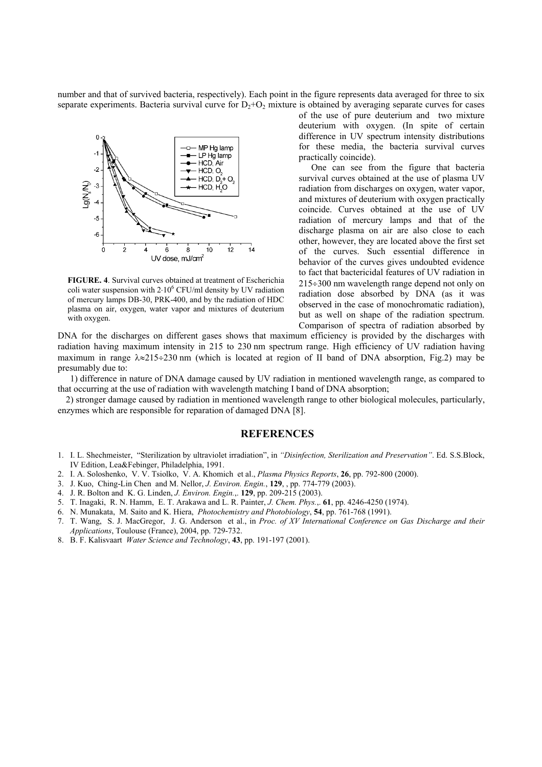number and that of survived bacteria, respectively). Each point in the figure represents data averaged for three to six separate experiments. Bacteria survival curve for $D_2$+$O_2$ mixture is obtained by averaging separate curves for cases of the use of pure deuterium and two mixture deuterium with oxygen. (In spite of certain difference in UV spectrum intensity distributions for these media, the bacteria survival curves practically coincide).

0
-1
-2
-3
-4
-5
-6
Lg(N$_s$/N$_0$)
0 2 4 6 8 10 12 14
UV dose, mJ/cm$^2$
MP Hg lamp
LP Hg lamp
HCD, Air
HCD, $O_2$
HCD, $D_2$+ $O_2$
HCD, $H_2O$

**FIGURE. 4**. Survival curves obtained at treatment of Escherichia coli water suspension with $2{\cdot}10^6$ CFU/ml density by UV radiation of mercury lamps DB-30, PRK-400, and by the radiation of HDC plasma on air, oxygen, water vapor and mixtures of deuterium with oxygen.

One can see from the figure that bacteria survival curves obtained at the use of plasma UV radiation from discharges on oxygen, water vapor, and mixtures of deuterium with oxygen practically coincide. Curves obtained at the use of UV radiation of mercury lamps and that of the discharge plasma on air are also close to each other, however, they are located above the first set of the curves. Such essential difference in behavior of the curves gives undoubted evidence to fact that bactericidal features of UV radiation in 215÷300 nm wavelength range depend not only on radiation dose absorbed by DNA (as it was observed in the case of monochromatic radiation), but as well on shape of the radiation spectrum. Comparison of spectra of radiation absorbed by DNA for the discharges on different gases shows that maximum efficiency is provided by the discharges with radiation having maximum intensity in 215 to 230 nm spectrum range. High efficiency of UV radiation having maximum in range $\lambda \approx 215 \div 230$ nm (which is located at region of II band of DNA absorption, Fig.2) may be presumably due to:

1) difference in nature of DNA damage caused by UV radiation in mentioned wavelength range, as compared to that occurring at the use of radiation with wavelength matching I band of DNA absorption;

2) stronger damage caused by radiation in mentioned wavelength range to other biological molecules, particularly, enzymes which are responsible for reparation of damaged DNA [8].

## REFERENCES

1. I. L. Shechmeister, "Sterilization by ultraviolet irradiation", in *"Disinfection, Sterilization and Preservation"*. Ed. S.S.Block, IV Edition, Lea&Febinger, Philadelphia, 1991.
2. I. A. Soloshenko, V. V. Tsiolko, V. A. Khomich et al., *Plasma Physics Reports*, **26**, pp. 792-800 (2000).
3. J. Kuo, Ching-Lin Chen and M. Nellor, *J. Environ. Engin.*, **129**, , pp. 774-779 (2003).
4. J. R. Bolton and K. G. Linden, *J. Environ. Engin.*,. **129**, pp. 209-215 (2003).
5. T. Inagaki, R. N. Hamm, E. T. Arakawa and L. R. Painter, *J. Chem. Phys.*,. **61**, pp. 4246-4250 (1974).
6. N. Munakata, M. Saito and K. Hiera, *Photochemistry and Photobiology*, **54**, pp. 761-768 (1991).
7. T. Wang, S. J. MacGregor, J. G. Anderson et al., in *Proc. of XV International Conference on Gas Discharge and their Applications*, Toulouse (France), 2004, pp. 729-732.
8. B. F. Kalisvaart *Water Science and Technology*, **43**, pp. 191-197 (2001).